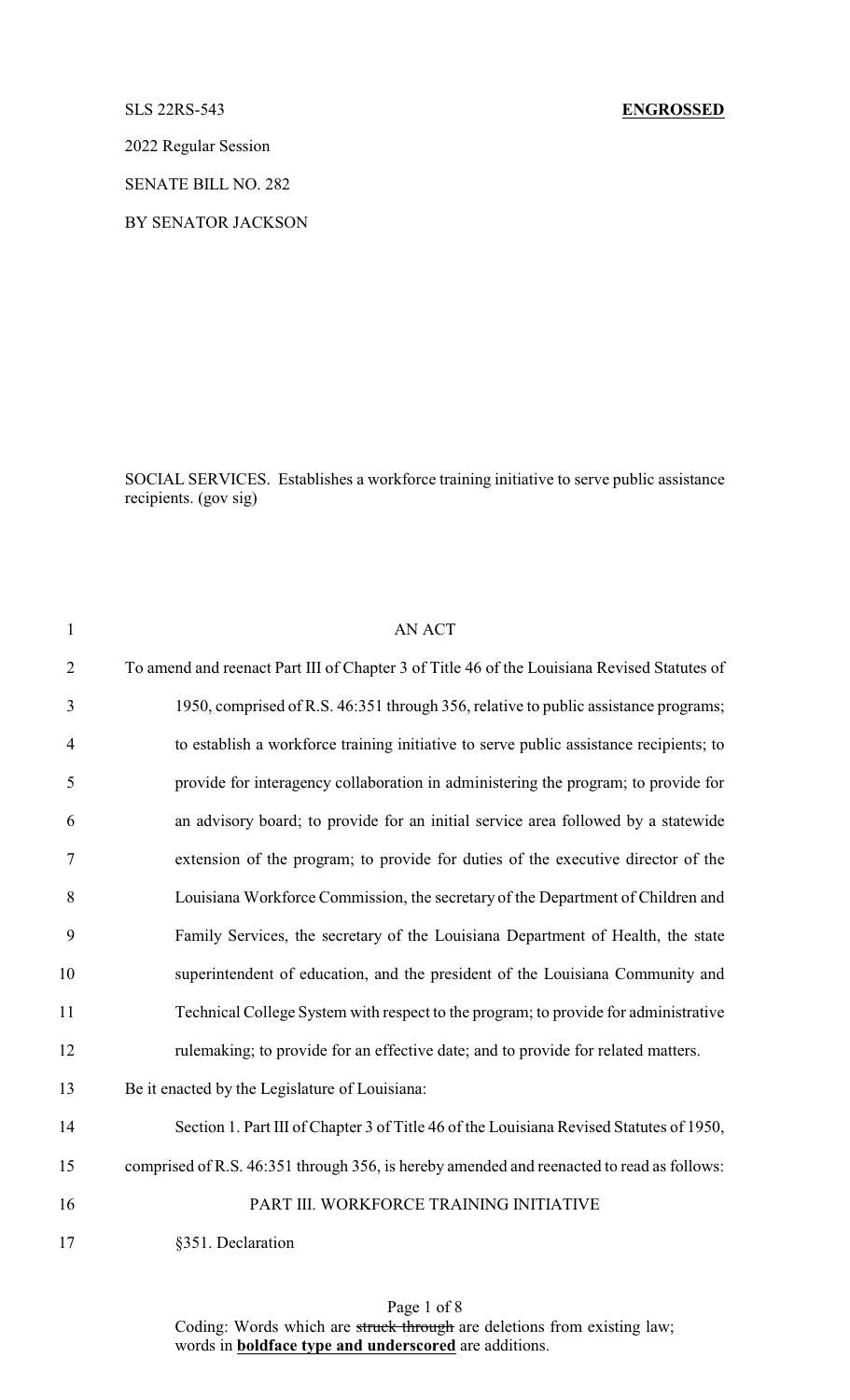SLS 22RS-543 **ENGROSSED**

2022 Regular Session

SENATE BILL NO. 282

BY SENATOR JACKSON

SOCIAL SERVICES. Establishes a workforce training initiative to serve public assistance recipients. (gov sig)

AN ACT

To amend and reenact Part III of Chapter 3 of Title 46 of the Louisiana Revised Statutes of 1950, comprised of R.S. 46:351 through 356, relative to public assistance programs; to establish a workforce training initiative to serve public assistance recipients; to provide for interagency collaboration in administering the program; to provide for an advisory board; to provide for an initial service area followed by a statewide extension of the program; to provide for duties of the executive director of the Louisiana Workforce Commission, the secretary of the Department of Children and Family Services, the secretary of the Louisiana Department of Health, the state superintendent of education, and the president of the Louisiana Community and Technical College System with respect to the program; to provide for administrative rulemaking; to provide for an effective date; and to provide for related matters.

Be it enacted by the Legislature of Louisiana:

Section 1. Part III of Chapter 3 of Title 46 of the Louisiana Revised Statutes of 1950, comprised of R.S. 46:351 through 356, is hereby amended and reenacted to read as follows:

PART III. WORKFORCE TRAINING INITIATIVE

§351. Declaration

Coding: Words which are ~~struck through~~ are deletions from existing law; words in **<u>boldface type and underscored</u>** are additions.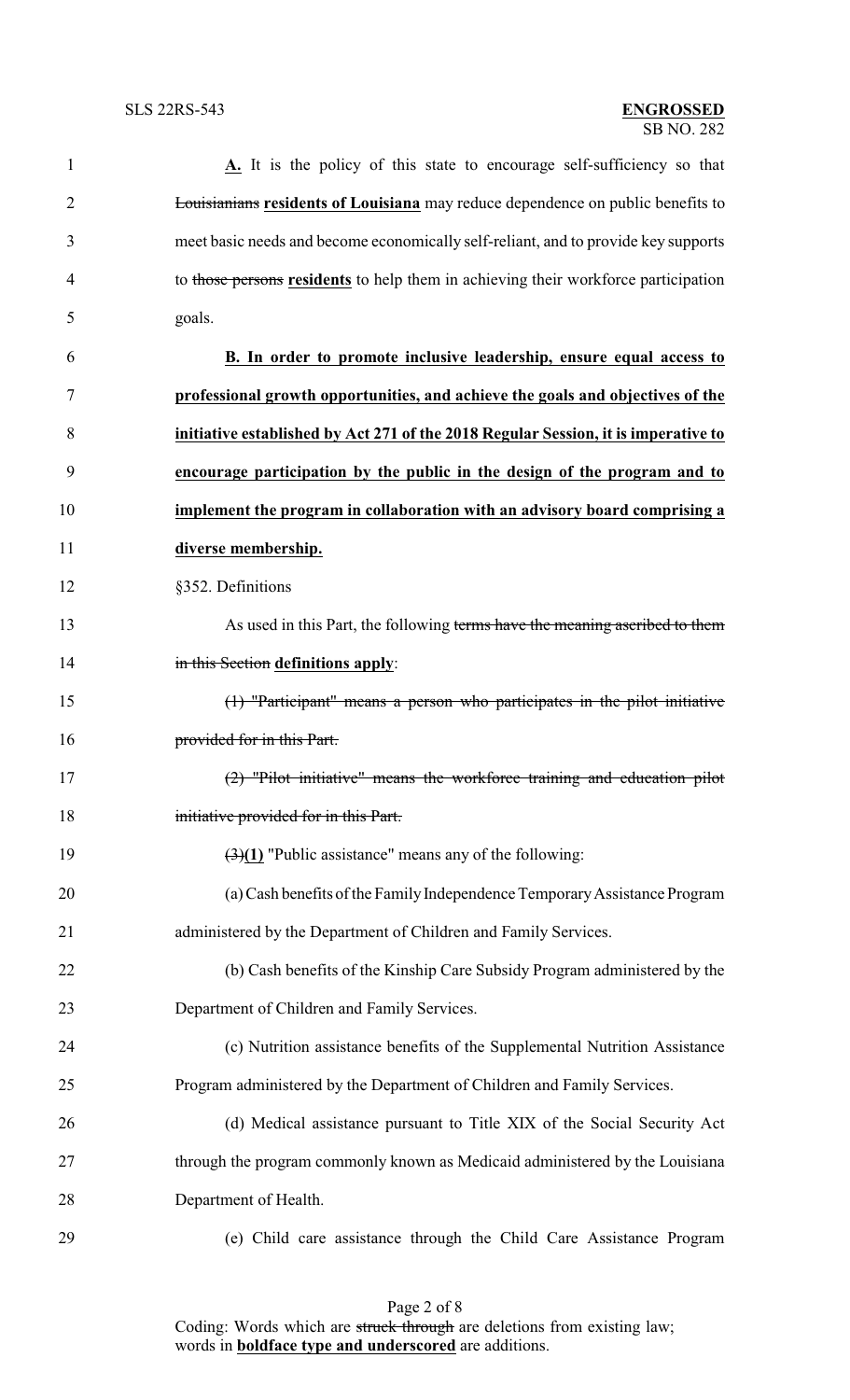**A.** It is the policy of this state to encourage self-sufficiency so that ~~Louisianians~~ **residents of Louisiana** may reduce dependence on public benefits to meet basic needs and become economically self-reliant, and to provide key supports to ~~those persons~~ **residents** to help them in achieving their workforce participation goals.

**B. In order to promote inclusive leadership, ensure equal access to professional growth opportunities, and achieve the goals and objectives of the initiative established by Act 271 of the 2018 Regular Session, it is imperative to encourage participation by the public in the design of the program and to implement the program in collaboration with an advisory board comprising a diverse membership.**

§352. Definitions

As used in this Part, the following ~~terms have the meaning ascribed to them in this Section~~ **definitions apply**:

~~(1) "Participant" means a person who participates in the pilot initiative provided for in this Part.~~

~~(2) "Pilot initiative" means the workforce training and education pilot initiative provided for in this Part.~~

~~(3)~~**(1)** "Public assistance" means any of the following:

(a) Cash benefits of the Family Independence Temporary Assistance Program administered by the Department of Children and Family Services.

(b) Cash benefits of the Kinship Care Subsidy Program administered by the Department of Children and Family Services.

(c) Nutrition assistance benefits of the Supplemental Nutrition Assistance Program administered by the Department of Children and Family Services.

(d) Medical assistance pursuant to Title XIX of the Social Security Act through the program commonly known as Medicaid administered by the Louisiana Department of Health.

(e) Child care assistance through the Child Care Assistance Program

Coding: Words which are ~~struck through~~ are deletions from existing law; words in **boldface type and underscored** are additions.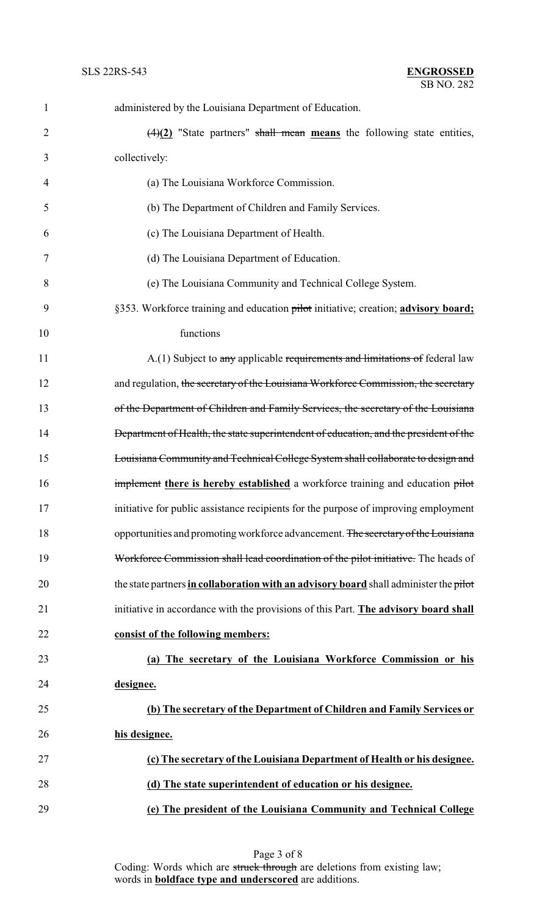administered by the Louisiana Department of Education.

~~(4)~~**(2)** "State partners" ~~shall mean~~ **means** the following state entities, collectively:

(a) The Louisiana Workforce Commission.

(b) The Department of Children and Family Services.

(c) The Louisiana Department of Health.

(d) The Louisiana Department of Education.

(e) The Louisiana Community and Technical College System.

§353. Workforce training and education ~~pilot~~ initiative; creation; **advisory board;** functions

A.(1) Subject to ~~any~~ applicable ~~requirements and limitations of~~ federal law and regulation, ~~the secretary of the Louisiana Workforce Commission, the secretary of the Department of Children and Family Services, the secretary of the Louisiana Department of Health, the state superintendent of education, and the president of the Louisiana Community and Technical College System shall collaborate to design and implement~~ **there is hereby established** a workforce training and education ~~pilot~~ initiative for public assistance recipients for the purpose of improving employment opportunities and promoting workforce advancement. ~~The secretary of the Louisiana Workforce Commission shall lead coordination of the pilot initiative.~~ The heads of the state partners **in collaboration with an advisory board** shall administer the ~~pilot~~ initiative in accordance with the provisions of this Part. **The advisory board shall consist of the following members:**

**(a) The secretary of the Louisiana Workforce Commission or his designee.**

**(b) The secretary of the Department of Children and Family Services or his designee.**

**(c) The secretary of the Louisiana Department of Health or his designee.**

**(d) The state superintendent of education or his designee.**

**(e) The president of the Louisiana Community and Technical College**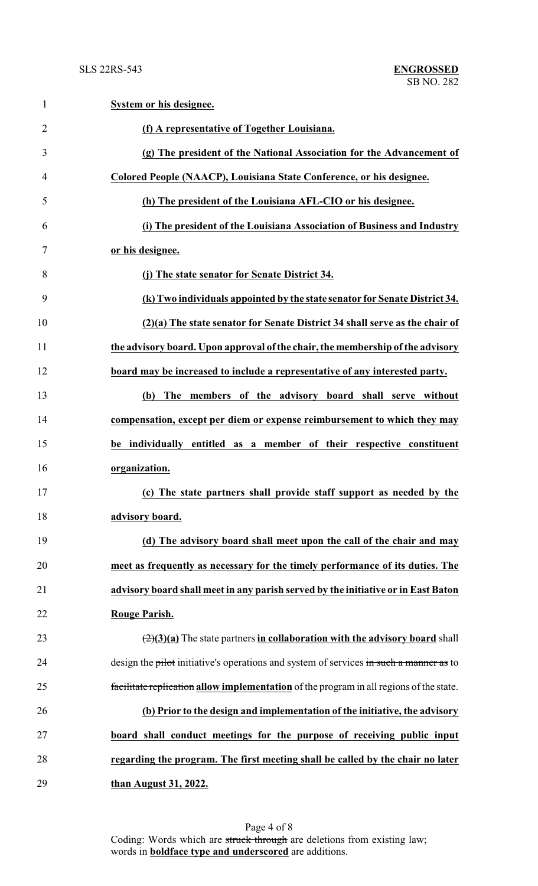**System or his designee.**

**(f) A representative of Together Louisiana.**

**(g) The president of the National Association for the Advancement of Colored People (NAACP), Louisiana State Conference, or his designee.**

**(h) The president of the Louisiana AFL-CIO or his designee.**

**(i) The president of the Louisiana Association of Business and Industry or his designee.**

**(j) The state senator for Senate District 34.**

**(k) Two individuals appointed by the state senator for Senate District 34.**

**(2)(a) The state senator for Senate District 34 shall serve as the chair of the advisory board. Upon approval of the chair, the membership of the advisory board may be increased to include a representative of any interested party.**

**(b) The members of the advisory board shall serve without compensation, except per diem or expense reimbursement to which they may be individually entitled as a member of their respective constituent organization.**

**(c) The state partners shall provide staff support as needed by the advisory board.**

**(d) The advisory board shall meet upon the call of the chair and may meet as frequently as necessary for the timely performance of its duties. The advisory board shall meet in any parish served by the initiative or in East Baton Rouge Parish.**

~~(2)~~**(3)(a)** The state partners **in collaboration with the advisory board** shall design the ~~pilot~~ initiative's operations and system of services ~~in such a manner as~~ to ~~facilitate replication~~ **allow implementation** of the program in all regions of the state.

**(b) Prior to the design and implementation of the initiative, the advisory board shall conduct meetings for the purpose of receiving public input regarding the program. The first meeting shall be called by the chair no later than August 31, 2022.**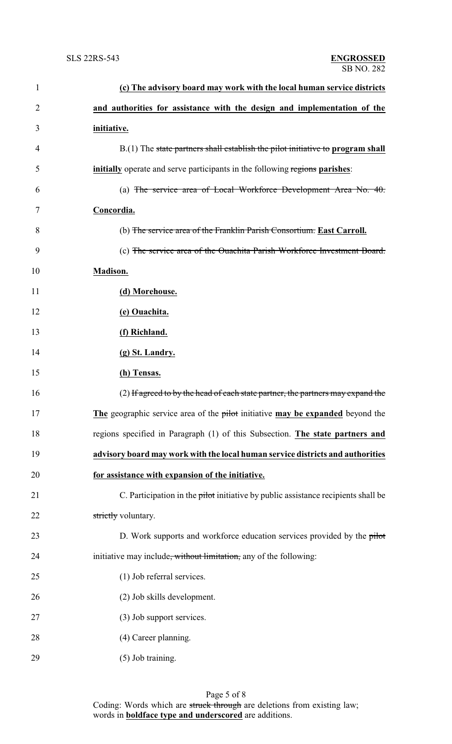**(c) The advisory board may work with the local human service districts and authorities for assistance with the design and implementation of the initiative.**

B.(1) The ~~state partners shall establish the pilot initiative to~~ **program shall initially** operate and serve participants in the following ~~regions~~ **parishes**:

(a) ~~The service area of Local Workforce Development Area No. 40.~~ **Concordia.**

(b) ~~The service area of the Franklin Parish Consortium.~~ **East Carroll.**

(c) ~~The service area of the Ouachita Parish Workforce Investment Board.~~ **Madison.**

**(d) Morehouse.**

**(e) Ouachita.**

**(f) Richland.**

**(g) St. Landry.**

**(h) Tensas.**

(2) ~~If agreed to by the head of each state partner, the partners may expand the~~ **The** geographic service area of the ~~pilot~~ initiative **may be expanded** beyond the regions specified in Paragraph (1) of this Subsection. **The state partners and advisory board may work with the local human service districts and authorities for assistance with expansion of the initiative.**

C. Participation in the ~~pilot~~ initiative by public assistance recipients shall be ~~strictly~~ voluntary.

D. Work supports and workforce education services provided by the ~~pilot~~ initiative may include~~, without limitation,~~ any of the following:

(1) Job referral services.

(2) Job skills development.

(3) Job support services.

(4) Career planning.

(5) Job training.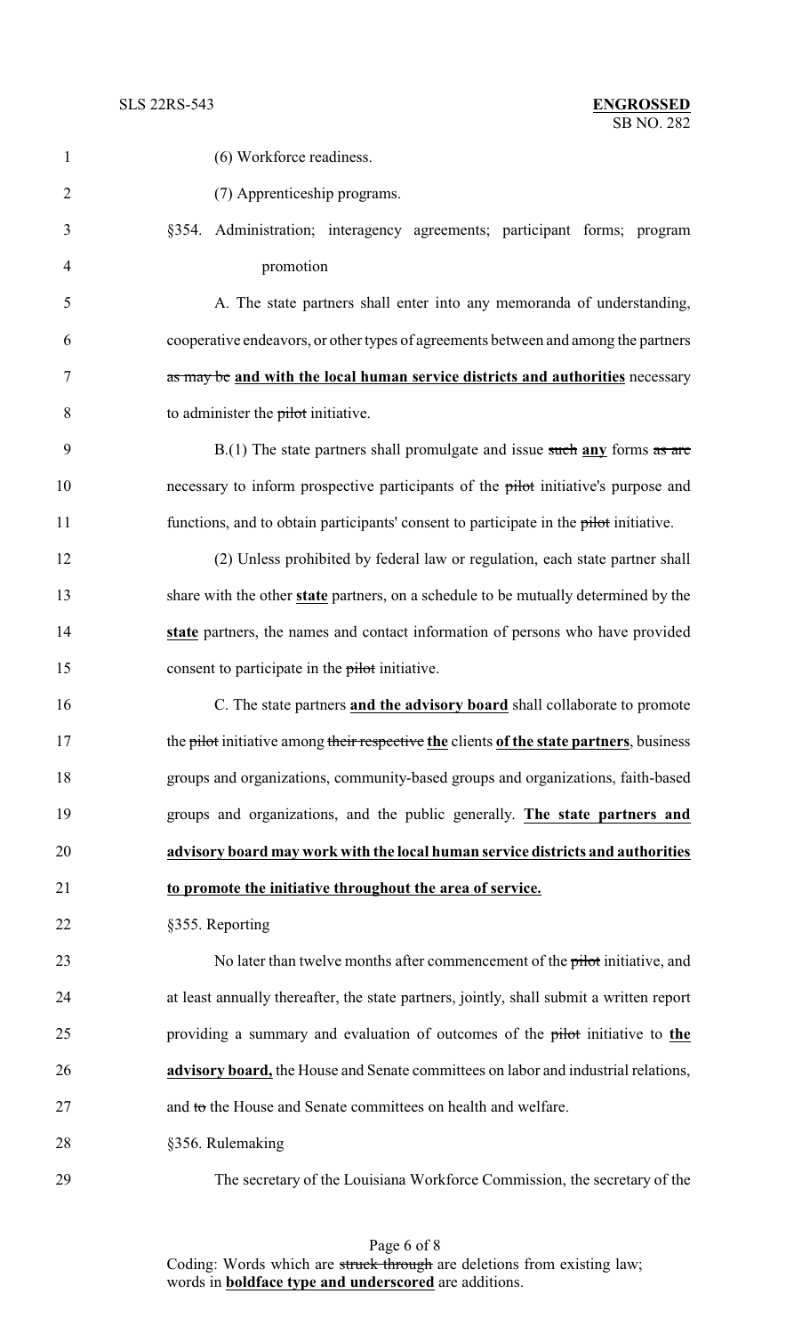(6) Workforce readiness.

(7) Apprenticeship programs.

§354. Administration; interagency agreements; participant forms; program promotion

A. The state partners shall enter into any memoranda of understanding, cooperative endeavors, or other types of agreements between and among the partners ~~as may be~~ **and with the local human service districts and authorities** necessary to administer the ~~pilot~~ initiative.

B.(1) The state partners shall promulgate and issue ~~such~~ **any** forms ~~as are~~ necessary to inform prospective participants of the ~~pilot~~ initiative's purpose and functions, and to obtain participants' consent to participate in the ~~pilot~~ initiative.

(2) Unless prohibited by federal law or regulation, each state partner shall share with the other **state** partners, on a schedule to be mutually determined by the **state** partners, the names and contact information of persons who have provided consent to participate in the ~~pilot~~ initiative.

C. The state partners **and the advisory board** shall collaborate to promote the ~~pilot~~ initiative among ~~their respective~~ **the** clients **of the state partners**, business groups and organizations, community-based groups and organizations, faith-based groups and organizations, and the public generally. **The state partners and advisory board may work with the local human service districts and authorities to promote the initiative throughout the area of service.**

§355. Reporting

No later than twelve months after commencement of the ~~pilot~~ initiative, and at least annually thereafter, the state partners, jointly, shall submit a written report providing a summary and evaluation of outcomes of the ~~pilot~~ initiative to **the advisory board,** the House and Senate committees on labor and industrial relations, and ~~to~~ the House and Senate committees on health and welfare.

§356. Rulemaking

The secretary of the Louisiana Workforce Commission, the secretary of the

Coding: Words which are ~~struck through~~ are deletions from existing law; words in **boldface type and underscored** are additions.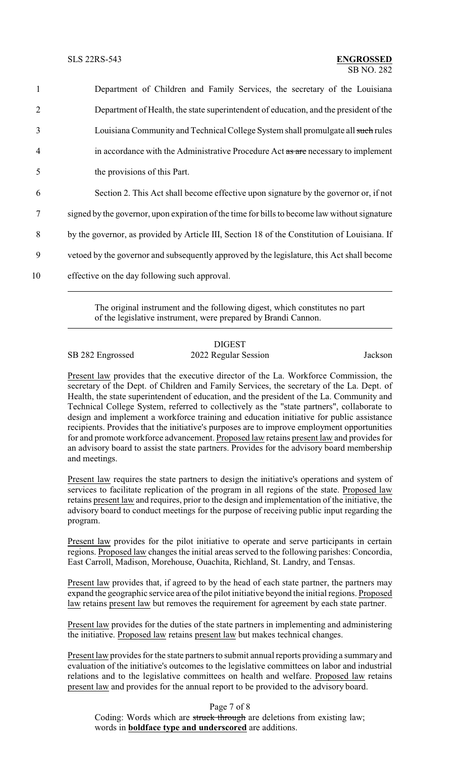Department of Children and Family Services, the secretary of the Louisiana Department of Health, the state superintendent of education, and the president of the Louisiana Community and Technical College System shall promulgate all ~~such~~ rules in accordance with the Administrative Procedure Act ~~as are~~ necessary to implement the provisions of this Part.

Section 2. This Act shall become effective upon signature by the governor or, if not signed by the governor, upon expiration of the time for bills to become law without signature by the governor, as provided by Article III, Section 18 of the Constitution of Louisiana. If vetoed by the governor and subsequently approved by the legislature, this Act shall become effective on the day following such approval.

---

The original instrument and the following digest, which constitutes no part of the legislative instrument, were prepared by Brandi Cannon.

---

## DIGEST

SB 282 Engrossed — 2022 Regular Session — Jackson

Present law provides that the executive director of the La. Workforce Commission, the secretary of the Dept. of Children and Family Services, the secretary of the La. Dept. of Health, the state superintendent of education, and the president of the La. Community and Technical College System, referred to collectively as the "state partners", collaborate to design and implement a workforce training and education initiative for public assistance recipients. Provides that the initiative's purposes are to improve employment opportunities for and promote workforce advancement. Proposed law retains present law and provides for an advisory board to assist the state partners. Provides for the advisory board membership and meetings.

Present law requires the state partners to design the initiative's operations and system of services to facilitate replication of the program in all regions of the state. Proposed law retains present law and requires, prior to the design and implementation of the initiative, the advisory board to conduct meetings for the purpose of receiving public input regarding the program.

Present law provides for the pilot initiative to operate and serve participants in certain regions. Proposed law changes the initial areas served to the following parishes: Concordia, East Carroll, Madison, Morehouse, Ouachita, Richland, St. Landry, and Tensas.

Present law provides that, if agreed to by the head of each state partner, the partners may expand the geographic service area of the pilot initiative beyond the initial regions. Proposed law retains present law but removes the requirement for agreement by each state partner.

Present law provides for the duties of the state partners in implementing and administering the initiative. Proposed law retains present law but makes technical changes.

Present law provides for the state partners to submit annual reports providing a summary and evaluation of the initiative's outcomes to the legislative committees on labor and industrial relations and to the legislative committees on health and welfare. Proposed law retains present law and provides for the annual report to be provided to the advisory board.

Coding: Words which are ~~struck through~~ are deletions from existing law; words in **boldface type and underscored** are additions.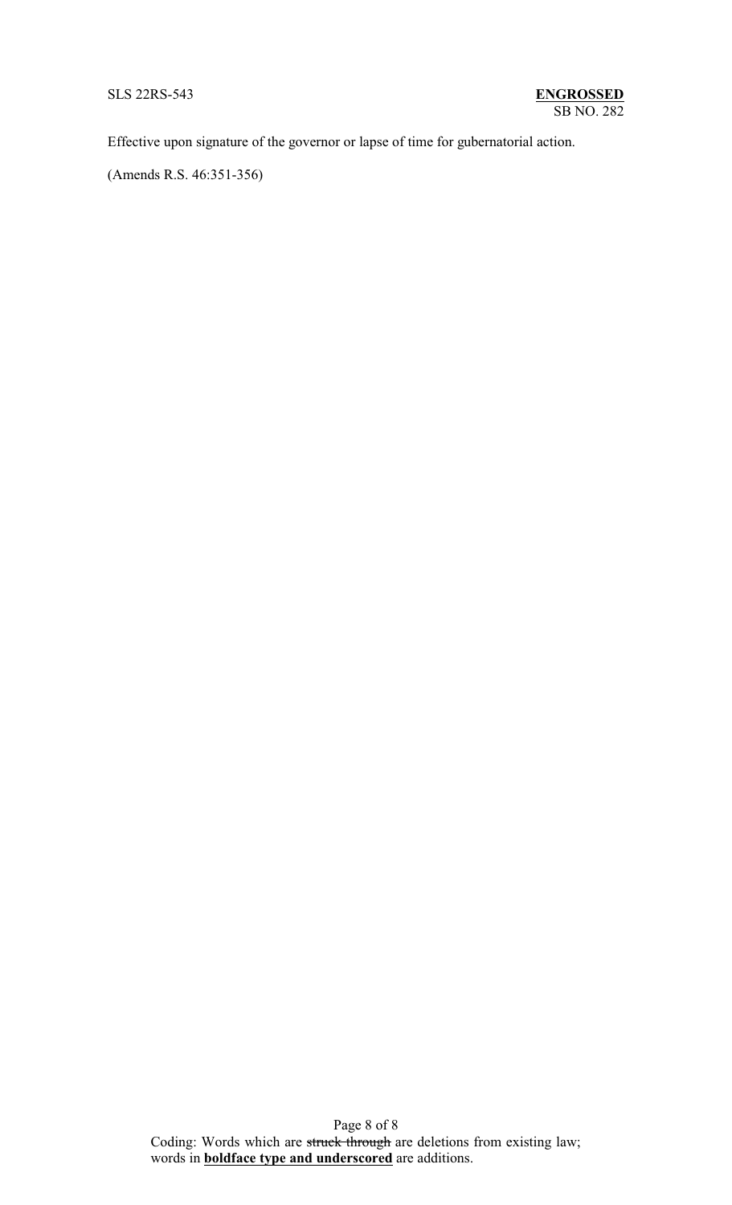Effective upon signature of the governor or lapse of time for gubernatorial action.

(Amends R.S. 46:351-356)